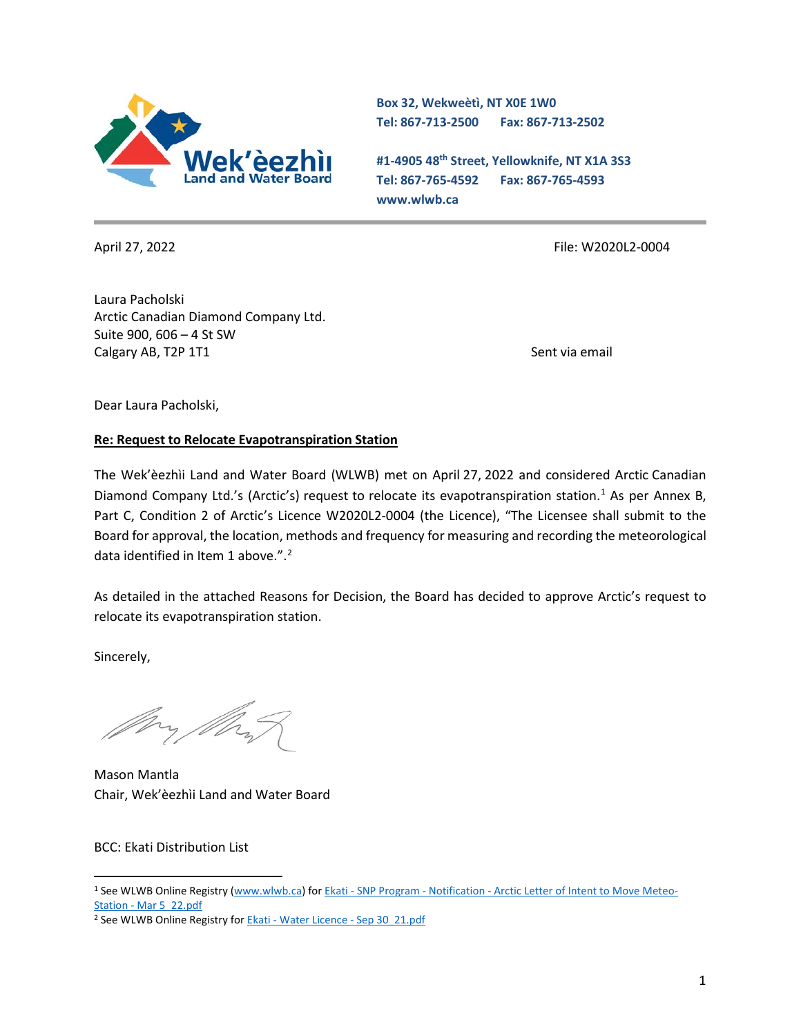Box 32, Wekweètì, NT X0E 1W0
Tel: 867-713-2500 Fax: 867-713-2502

#1-4905 48th Street, Yellowknife, NT X1A 3S3
Tel: 867-765-4592 Fax: 867-765-4593
www.wlwb.ca

April 27, 2022

File: W2020L2-0004

Laura Pacholski
Arctic Canadian Diamond Company Ltd.
Suite 900, 606 – 4 St SW
Calgary AB, T2P 1T1

Sent via email

Dear Laura Pacholski,

**Re: Request to Relocate Evapotranspiration Station**

The Wek'èezhìi Land and Water Board (WLWB) met on April 27, 2022 and considered Arctic Canadian Diamond Company Ltd.'s (Arctic's) request to relocate its evapotranspiration station.[1] As per Annex B, Part C, Condition 2 of Arctic's Licence W2020L2-0004 (the Licence), "The Licensee shall submit to the Board for approval, the location, methods and frequency for measuring and recording the meteorological data identified in Item 1 above.".[2]

As detailed in the attached Reasons for Decision, the Board has decided to approve Arctic's request to relocate its evapotranspiration station.

Sincerely,

Mason Mantla
Chair, Wek'èezhìi Land and Water Board

BCC: Ekati Distribution List

[1] See WLWB Online Registry (www.wlwb.ca) for Ekati - SNP Program - Notification - Arctic Letter of Intent to Move Meteo-Station - Mar 5_22.pdf

[2] See WLWB Online Registry for Ekati - Water Licence - Sep 30_21.pdf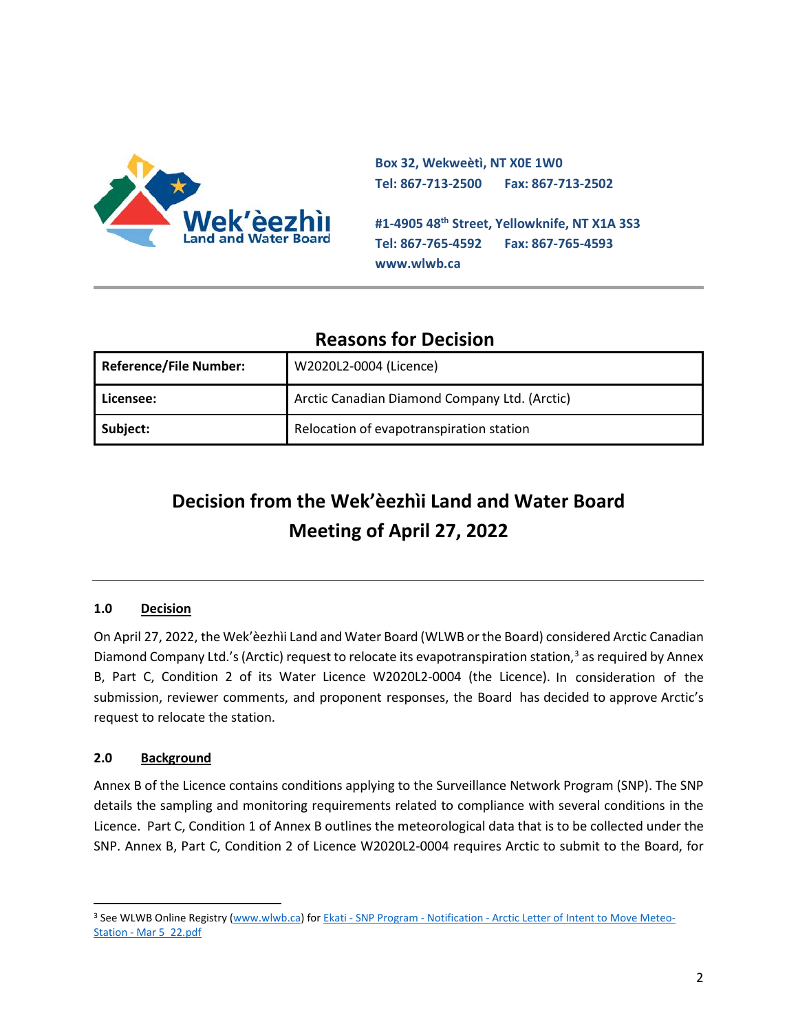Box 32, Wekweètì, NT X0E 1W0
Tel: 867-713-2500 Fax: 867-713-2502

#1-4905 48th Street, Yellowknife, NT X1A 3S3
Tel: 867-765-4592 Fax: 867-765-4593
www.wlwb.ca

## Reasons for Decision

| Reference/File Number: | W2020L2-0004 (Licence) |
|---|---|
| Licensee: | Arctic Canadian Diamond Company Ltd. (Arctic) |
| Subject: | Relocation of evapotranspiration station |

# Decision from the Wek'èezhìi Land and Water Board Meeting of April 27, 2022

### 1.0 Decision

On April 27, 2022, the Wek'èezhìi Land and Water Board (WLWB or the Board) considered Arctic Canadian Diamond Company Ltd.'s (Arctic) request to relocate its evapotranspiration station,[3] as required by Annex B, Part C, Condition 2 of its Water Licence W2020L2-0004 (the Licence). In consideration of the submission, reviewer comments, and proponent responses, the Board has decided to approve Arctic's request to relocate the station.

### 2.0 Background

Annex B of the Licence contains conditions applying to the Surveillance Network Program (SNP). The SNP details the sampling and monitoring requirements related to compliance with several conditions in the Licence. Part C, Condition 1 of Annex B outlines the meteorological data that is to be collected under the SNP. Annex B, Part C, Condition 2 of Licence W2020L2-0004 requires Arctic to submit to the Board, for

[3] See WLWB Online Registry (www.wlwb.ca) for Ekati - SNP Program - Notification - Arctic Letter of Intent to Move Meteo-Station - Mar 5_22.pdf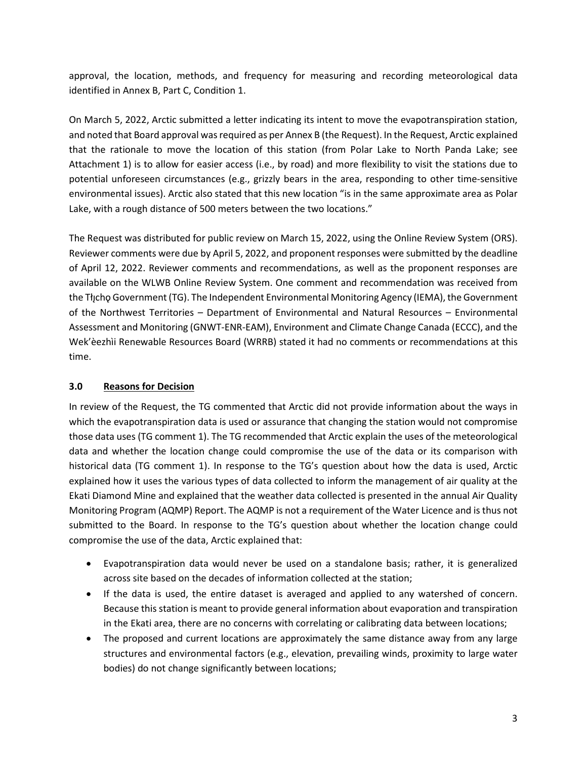approval, the location, methods, and frequency for measuring and recording meteorological data identified in Annex B, Part C, Condition 1.

On March 5, 2022, Arctic submitted a letter indicating its intent to move the evapotranspiration station, and noted that Board approval was required as per Annex B (the Request). In the Request, Arctic explained that the rationale to move the location of this station (from Polar Lake to North Panda Lake; see Attachment 1) is to allow for easier access (i.e., by road) and more flexibility to visit the stations due to potential unforeseen circumstances (e.g., grizzly bears in the area, responding to other time-sensitive environmental issues). Arctic also stated that this new location "is in the same approximate area as Polar Lake, with a rough distance of 500 meters between the two locations."

The Request was distributed for public review on March 15, 2022, using the Online Review System (ORS). Reviewer comments were due by April 5, 2022, and proponent responses were submitted by the deadline of April 12, 2022. Reviewer comments and recommendations, as well as the proponent responses are available on the WLWB Online Review System. One comment and recommendation was received from the Tłı̨chǫ Government (TG). The Independent Environmental Monitoring Agency (IEMA), the Government of the Northwest Territories – Department of Environmental and Natural Resources – Environmental Assessment and Monitoring (GNWT-ENR-EAM), Environment and Climate Change Canada (ECCC), and the Wek'èezhìi Renewable Resources Board (WRRB) stated it had no comments or recommendations at this time.

## 3.0 Reasons for Decision

In review of the Request, the TG commented that Arctic did not provide information about the ways in which the evapotranspiration data is used or assurance that changing the station would not compromise those data uses (TG comment 1). The TG recommended that Arctic explain the uses of the meteorological data and whether the location change could compromise the use of the data or its comparison with historical data (TG comment 1). In response to the TG's question about how the data is used, Arctic explained how it uses the various types of data collected to inform the management of air quality at the Ekati Diamond Mine and explained that the weather data collected is presented in the annual Air Quality Monitoring Program (AQMP) Report. The AQMP is not a requirement of the Water Licence and is thus not submitted to the Board. In response to the TG's question about whether the location change could compromise the use of the data, Arctic explained that:

- Evapotranspiration data would never be used on a standalone basis; rather, it is generalized across site based on the decades of information collected at the station;
- If the data is used, the entire dataset is averaged and applied to any watershed of concern. Because this station is meant to provide general information about evaporation and transpiration in the Ekati area, there are no concerns with correlating or calibrating data between locations;
- The proposed and current locations are approximately the same distance away from any large structures and environmental factors (e.g., elevation, prevailing winds, proximity to large water bodies) do not change significantly between locations;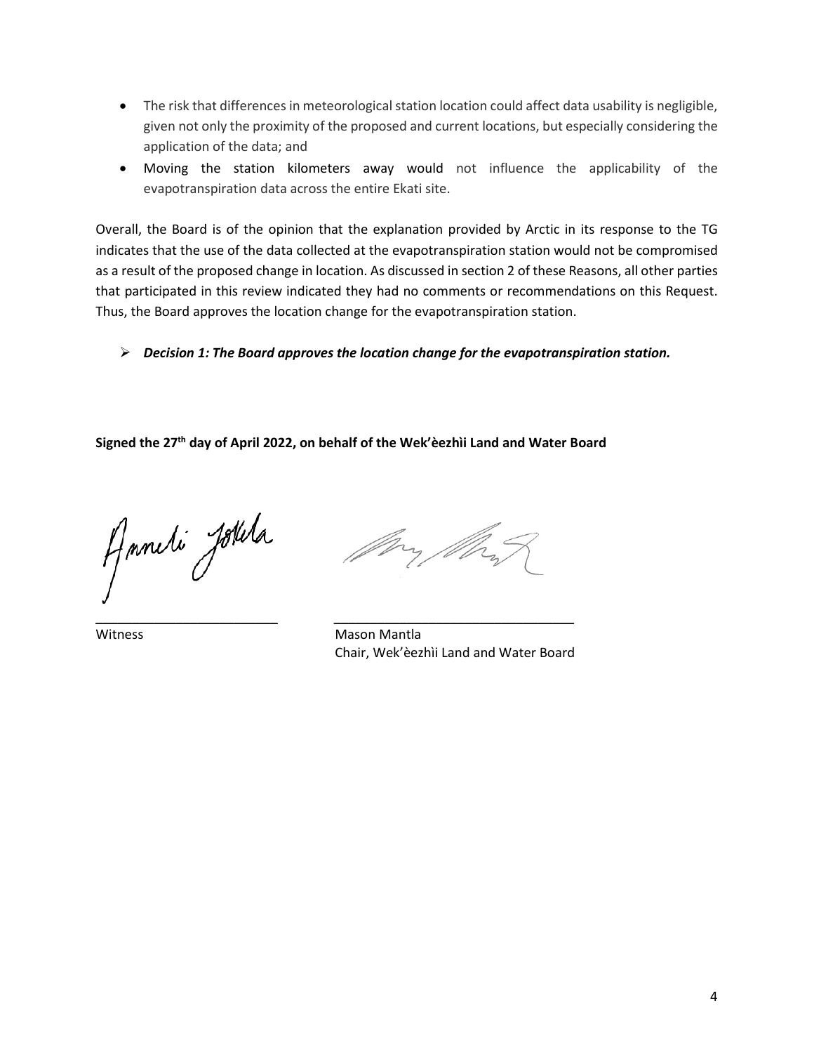- The risk that differences in meteorological station location could affect data usability is negligible, given not only the proximity of the proposed and current locations, but especially considering the application of the data; and
- Moving the station kilometers away would not influence the applicability of the evapotranspiration data across the entire Ekati site.

Overall, the Board is of the opinion that the explanation provided by Arctic in its response to the TG indicates that the use of the data collected at the evapotranspiration station would not be compromised as a result of the proposed change in location. As discussed in section 2 of these Reasons, all other parties that participated in this review indicated they had no comments or recommendations on this Request. Thus, the Board approves the location change for the evapotranspiration station.

➢ ***Decision 1: The Board approves the location change for the evapotranspiration station.***

**Signed the 27th day of April 2022, on behalf of the Wek'èezhìi Land and Water Board**

\_\_\_\_\_\_\_\_\_\_\_\_\_\_\_\_\_\_\_\_\_\_\_\_\_
Witness

\_\_\_\_\_\_\_\_\_\_\_\_\_\_\_\_\_\_\_\_\_\_\_\_\_\_\_\_\_\_\_\_
Mason Mantla
Chair, Wek'èezhìi Land and Water Board